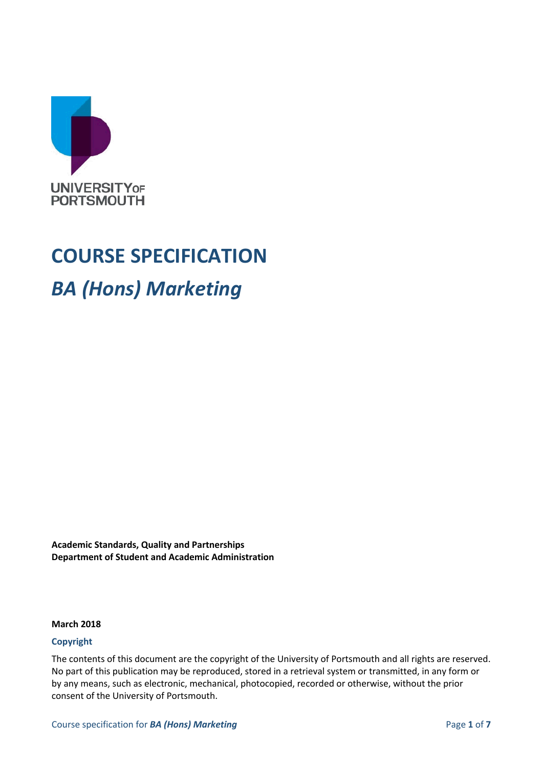UNIVERSITY OF PORTSMOUTH

# COURSE SPECIFICATION

## *BA (Hons) Marketing*

**Academic Standards, Quality and Partnerships**
**Department of Student and Academic Administration**

**March 2018**

**Copyright**

The contents of this document are the copyright of the University of Portsmouth and all rights are reserved. No part of this publication may be reproduced, stored in a retrieval system or transmitted, in any form or by any means, such as electronic, mechanical, photocopied, recorded or otherwise, without the prior consent of the University of Portsmouth.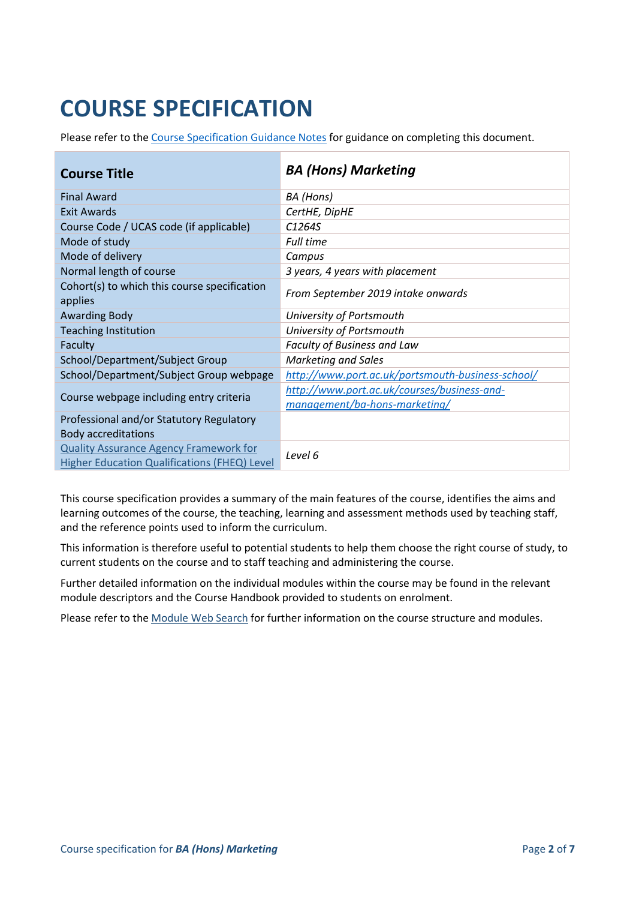# COURSE SPECIFICATION

Please refer to the Course Specification Guidance Notes for guidance on completing this document.

| Course Title | *BA (Hons) Marketing* |
|---|---|
| Final Award | *BA (Hons)* |
| Exit Awards | *CertHE, DipHE* |
| Course Code / UCAS code (if applicable) | *C1264S* |
| Mode of study | *Full time* |
| Mode of delivery | *Campus* |
| Normal length of course | *3 years, 4 years with placement* |
| Cohort(s) to which this course specification applies | *From September 2019 intake onwards* |
| Awarding Body | *University of Portsmouth* |
| Teaching Institution | *University of Portsmouth* |
| Faculty | *Faculty of Business and Law* |
| School/Department/Subject Group | *Marketing and Sales* |
| School/Department/Subject Group webpage | *http://www.port.ac.uk/portsmouth-business-school/* |
| Course webpage including entry criteria | *http://www.port.ac.uk/courses/business-and-management/ba-hons-marketing/* |
| Professional and/or Statutory Regulatory Body accreditations | |
| Quality Assurance Agency Framework for Higher Education Qualifications (FHEQ) Level | *Level 6* |

This course specification provides a summary of the main features of the course, identifies the aims and learning outcomes of the course, the teaching, learning and assessment methods used by teaching staff, and the reference points used to inform the curriculum.

This information is therefore useful to potential students to help them choose the right course of study, to current students on the course and to staff teaching and administering the course.

Further detailed information on the individual modules within the course may be found in the relevant module descriptors and the Course Handbook provided to students on enrolment.

Please refer to the Module Web Search for further information on the course structure and modules.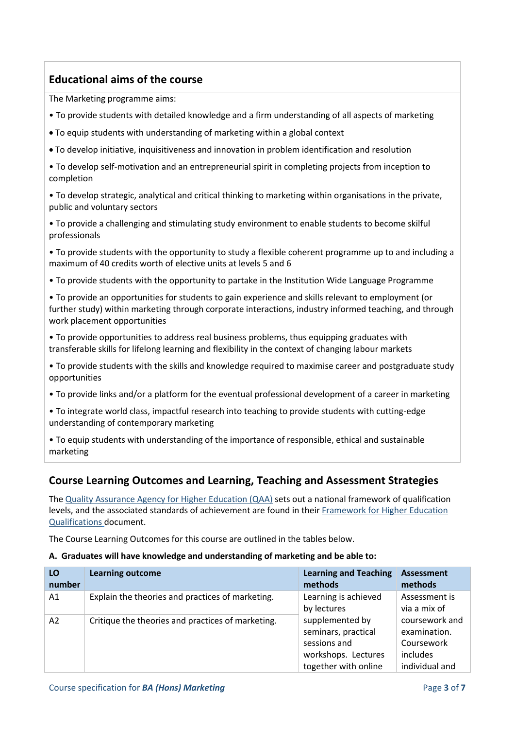## Educational aims of the course

The Marketing programme aims:

- To provide students with detailed knowledge and a firm understanding of all aspects of marketing
- To equip students with understanding of marketing within a global context
- To develop initiative, inquisitiveness and innovation in problem identification and resolution
- To develop self-motivation and an entrepreneurial spirit in completing projects from inception to completion
- To develop strategic, analytical and critical thinking to marketing within organisations in the private, public and voluntary sectors
- To provide a challenging and stimulating study environment to enable students to become skilful professionals
- To provide students with the opportunity to study a flexible coherent programme up to and including a maximum of 40 credits worth of elective units at levels 5 and 6
- To provide students with the opportunity to partake in the Institution Wide Language Programme
- To provide an opportunities for students to gain experience and skills relevant to employment (or further study) within marketing through corporate interactions, industry informed teaching, and through work placement opportunities
- To provide opportunities to address real business problems, thus equipping graduates with transferable skills for lifelong learning and flexibility in the context of changing labour markets
- To provide students with the skills and knowledge required to maximise career and postgraduate study opportunities
- To provide links and/or a platform for the eventual professional development of a career in marketing
- To integrate world class, impactful research into teaching to provide students with cutting-edge understanding of contemporary marketing
- To equip students with understanding of the importance of responsible, ethical and sustainable marketing

## Course Learning Outcomes and Learning, Teaching and Assessment Strategies

The [Quality Assurance Agency for Higher Education (QAA)](#) sets out a national framework of qualification levels, and the associated standards of achievement are found in their [Framework for Higher Education Qualifications](#) document.

The Course Learning Outcomes for this course are outlined in the tables below.

**A. Graduates will have knowledge and understanding of marketing and be able to:**

| LO number | Learning outcome | Learning and Teaching methods | Assessment methods |
|---|---|---|---|
| A1 | Explain the theories and practices of marketing. | Learning is achieved by lectures supplemented by seminars, practical sessions and workshops. Lectures together with online | Assessment is via a mix of coursework and examination. Coursework includes individual and |
| A2 | Critique the theories and practices of marketing. | | |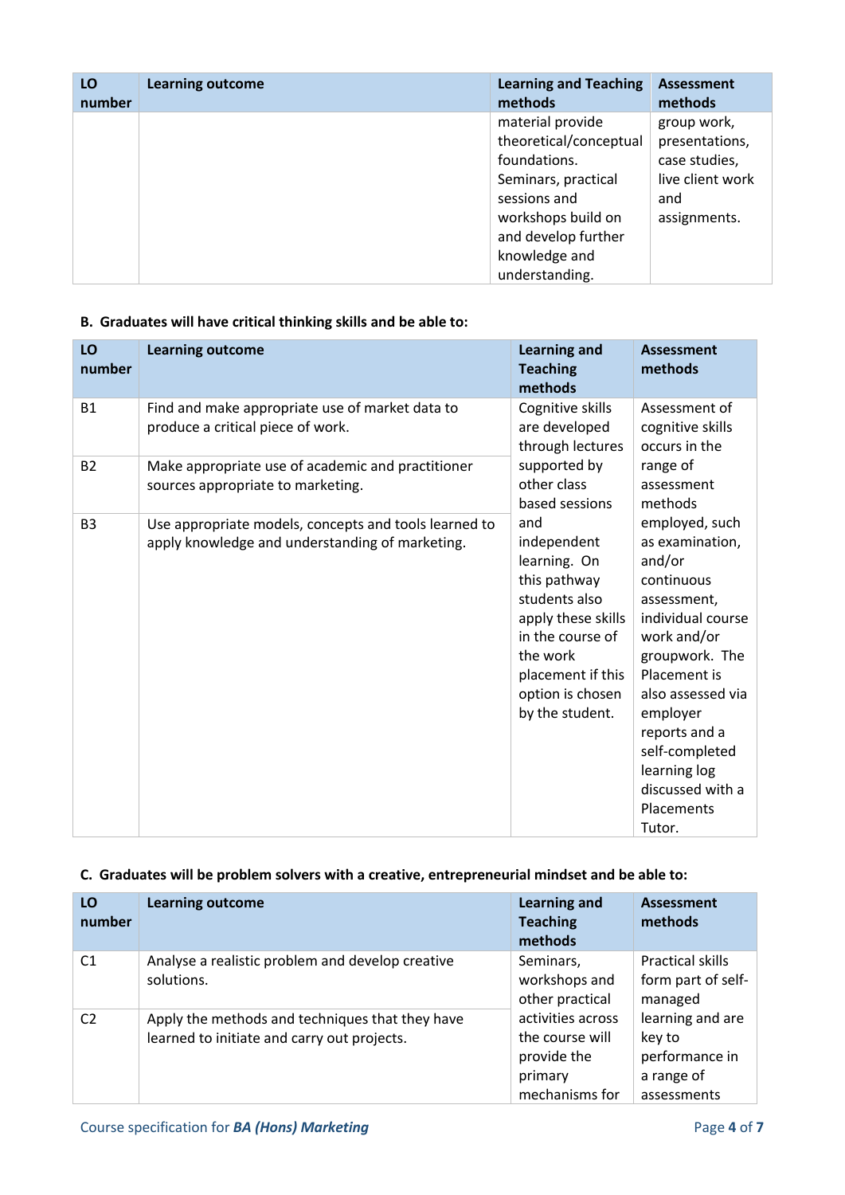| LO number | Learning outcome | Learning and Teaching methods | Assessment methods |
|---|---|---|---|
| | | material provide theoretical/conceptual foundations. Seminars, practical sessions and workshops build on and develop further knowledge and understanding. | group work, presentations, case studies, live client work and assignments. |

### B. Graduates will have critical thinking skills and be able to:

| LO number | Learning outcome | Learning and Teaching methods | Assessment methods |
|---|---|---|---|
| B1 | Find and make appropriate use of market data to produce a critical piece of work. | Cognitive skills are developed through lectures supported by other class based sessions and independent learning. On this pathway students also apply these skills in the course of the work placement if this option is chosen by the student. | Assessment of cognitive skills occurs in the range of assessment methods employed, such as examination, and/or continuous assessment, individual course work and/or groupwork. The Placement is also assessed via employer reports and a self-completed learning log discussed with a Placements Tutor. |
| B2 | Make appropriate use of academic and practitioner sources appropriate to marketing. | | |
| B3 | Use appropriate models, concepts and tools learned to apply knowledge and understanding of marketing. | | |

### C. Graduates will be problem solvers with a creative, entrepreneurial mindset and be able to:

| LO number | Learning outcome | Learning and Teaching methods | Assessment methods |
|---|---|---|---|
| C1 | Analyse a realistic problem and develop creative solutions. | Seminars, workshops and other practical activities across the course will provide the primary mechanisms for | Practical skills form part of self-managed learning and are key to performance in a range of assessments |
| C2 | Apply the methods and techniques that they have learned to initiate and carry out projects. | | |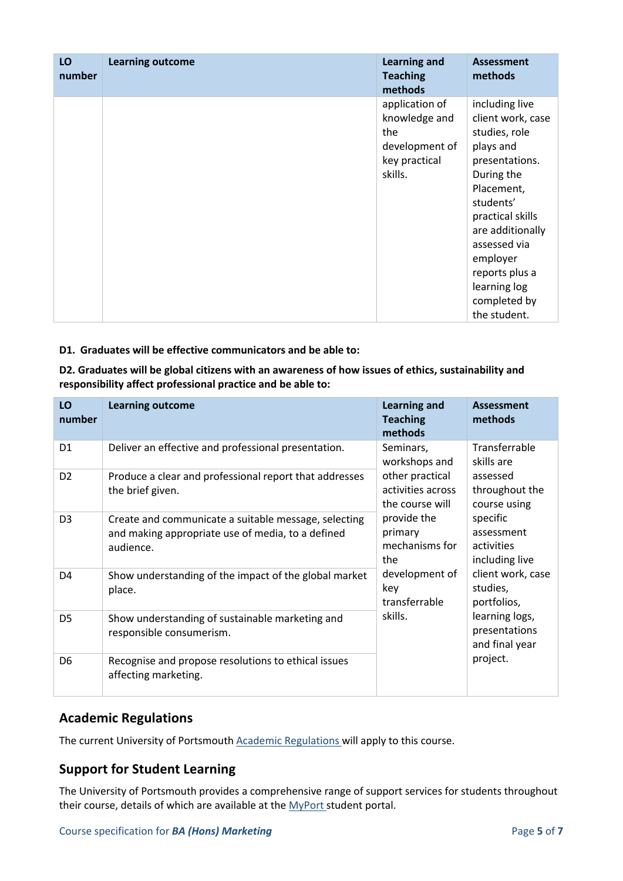| LO number | Learning outcome | Learning and Teaching methods | Assessment methods |
|---|---|---|---|
| | | application of knowledge and the development of key practical skills. | including live client work, case studies, role plays and presentations. During the Placement, students' practical skills are additionally assessed via employer reports plus a learning log completed by the student. |

**D1. Graduates will be effective communicators and be able to:**

**D2. Graduates will be global citizens with an awareness of how issues of ethics, sustainability and responsibility affect professional practice and be able to:**

| LO number | Learning outcome | Learning and Teaching methods | Assessment methods |
|---|---|---|---|
| D1 | Deliver an effective and professional presentation. | Seminars, workshops and other practical activities across the course will provide the primary mechanisms for the development of key transferrable skills. | Transferrable skills are assessed throughout the course using specific assessment activities including live client work, case studies, portfolios, learning logs, presentations and final year project. |
| D2 | Produce a clear and professional report that addresses the brief given. | | |
| D3 | Create and communicate a suitable message, selecting and making appropriate use of media, to a defined audience. | | |
| D4 | Show understanding of the impact of the global market place. | | |
| D5 | Show understanding of sustainable marketing and responsible consumerism. | | |
| D6 | Recognise and propose resolutions to ethical issues affecting marketing. | | |

## Academic Regulations

The current University of Portsmouth Academic Regulations will apply to this course.

## Support for Student Learning

The University of Portsmouth provides a comprehensive range of support services for students throughout their course, details of which are available at the MyPort student portal.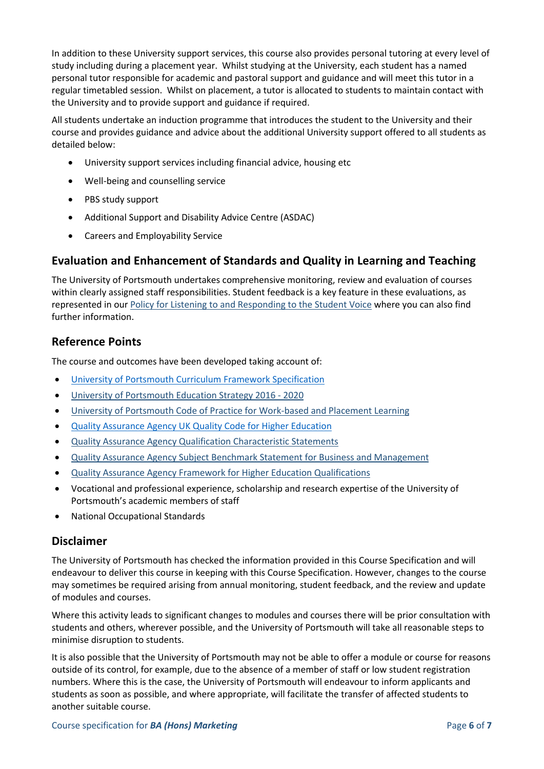In addition to these University support services, this course also provides personal tutoring at every level of study including during a placement year. Whilst studying at the University, each student has a named personal tutor responsible for academic and pastoral support and guidance and will meet this tutor in a regular timetabled session. Whilst on placement, a tutor is allocated to students to maintain contact with the University and to provide support and guidance if required.

All students undertake an induction programme that introduces the student to the University and their course and provides guidance and advice about the additional University support offered to all students as detailed below:

- University support services including financial advice, housing etc
- Well-being and counselling service
- PBS study support
- Additional Support and Disability Advice Centre (ASDAC)
- Careers and Employability Service

## Evaluation and Enhancement of Standards and Quality in Learning and Teaching

The University of Portsmouth undertakes comprehensive monitoring, review and evaluation of courses within clearly assigned staff responsibilities. Student feedback is a key feature in these evaluations, as represented in our Policy for Listening to and Responding to the Student Voice where you can also find further information.

## Reference Points

The course and outcomes have been developed taking account of:

- University of Portsmouth Curriculum Framework Specification
- University of Portsmouth Education Strategy 2016 - 2020
- University of Portsmouth Code of Practice for Work-based and Placement Learning
- Quality Assurance Agency UK Quality Code for Higher Education
- Quality Assurance Agency Qualification Characteristic Statements
- Quality Assurance Agency Subject Benchmark Statement for Business and Management
- Quality Assurance Agency Framework for Higher Education Qualifications
- Vocational and professional experience, scholarship and research expertise of the University of Portsmouth's academic members of staff
- National Occupational Standards

## Disclaimer

The University of Portsmouth has checked the information provided in this Course Specification and will endeavour to deliver this course in keeping with this Course Specification. However, changes to the course may sometimes be required arising from annual monitoring, student feedback, and the review and update of modules and courses.

Where this activity leads to significant changes to modules and courses there will be prior consultation with students and others, wherever possible, and the University of Portsmouth will take all reasonable steps to minimise disruption to students.

It is also possible that the University of Portsmouth may not be able to offer a module or course for reasons outside of its control, for example, due to the absence of a member of staff or low student registration numbers. Where this is the case, the University of Portsmouth will endeavour to inform applicants and students as soon as possible, and where appropriate, will facilitate the transfer of affected students to another suitable course.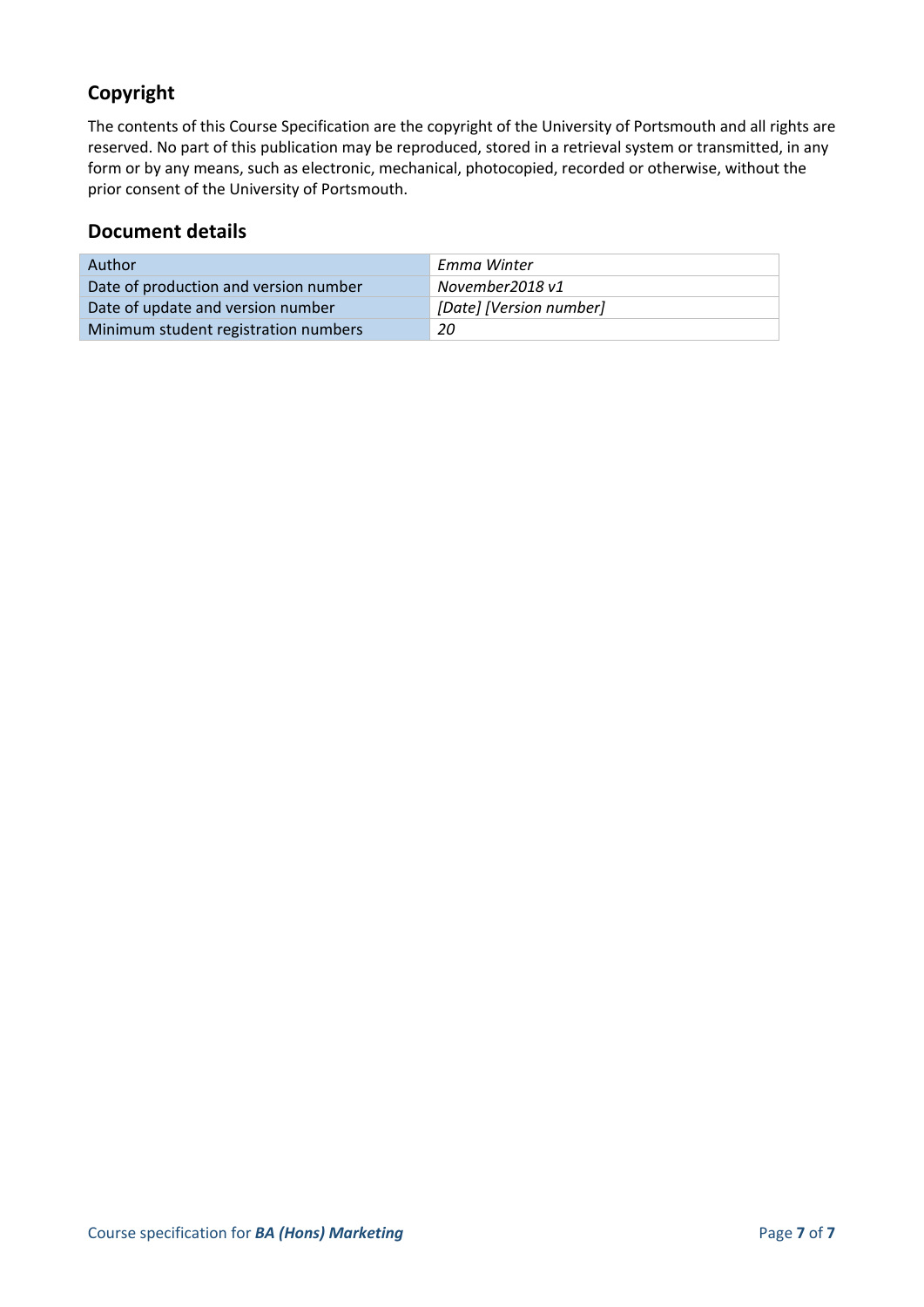## Copyright

The contents of this Course Specification are the copyright of the University of Portsmouth and all rights are reserved. No part of this publication may be reproduced, stored in a retrieval system or transmitted, in any form or by any means, such as electronic, mechanical, photocopied, recorded or otherwise, without the prior consent of the University of Portsmouth.

## Document details

| | |
|---|---|
| Author | *Emma Winter* |
| Date of production and version number | *November2018 v1* |
| Date of update and version number | *[Date] [Version number]* |
| Minimum student registration numbers | *20* |